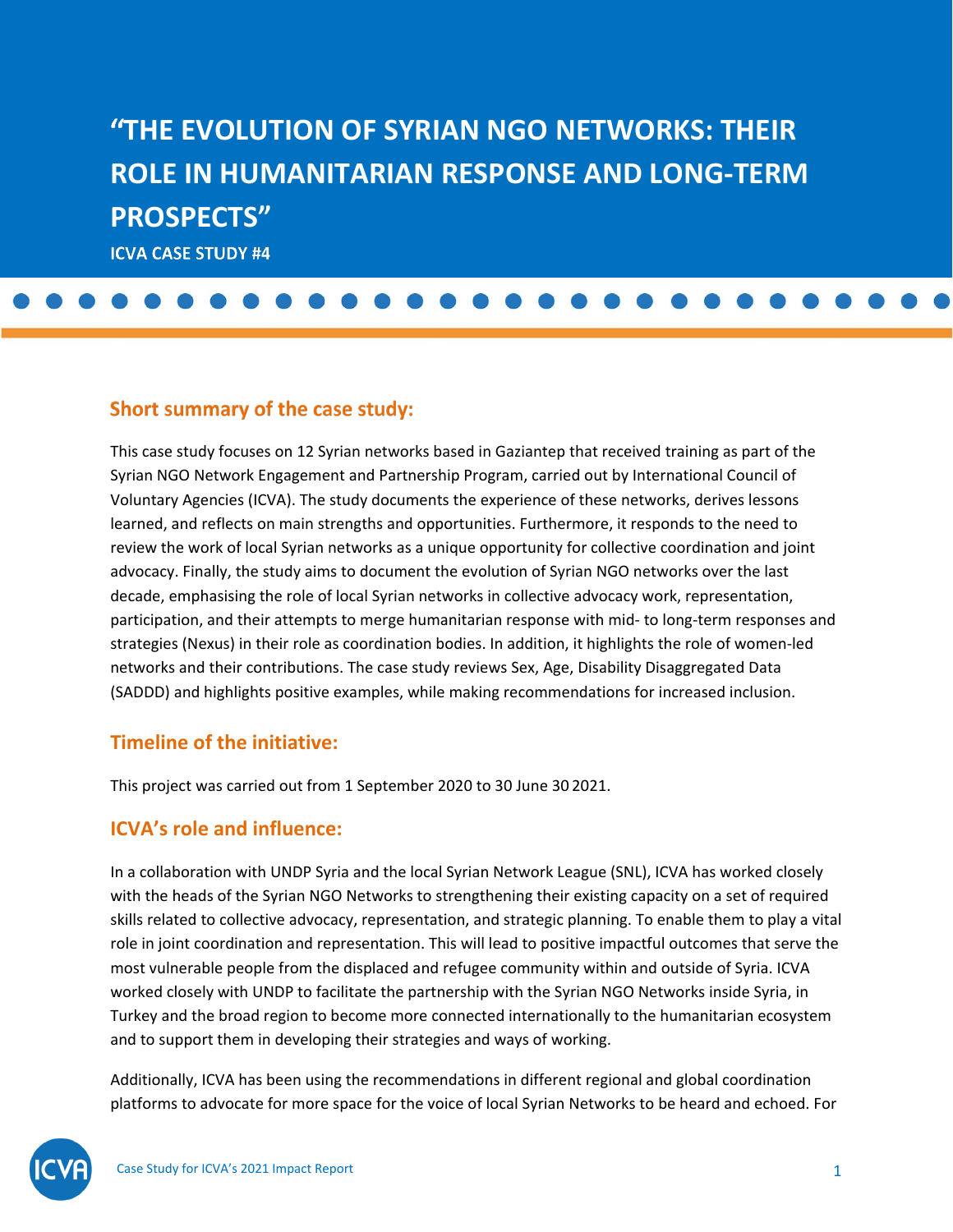# "THE EVOLUTION OF SYRIAN NGO NETWORKS: THEIR ROLE IN HUMANITARIAN RESPONSE AND LONG-TERM PROSPECTS"

**ICVA CASE STUDY #4**

## Short summary of the case study:

This case study focuses on 12 Syrian networks based in Gaziantep that received training as part of the Syrian NGO Network Engagement and Partnership Program, carried out by International Council of Voluntary Agencies (ICVA). The study documents the experience of these networks, derives lessons learned, and reflects on main strengths and opportunities. Furthermore, it responds to the need to review the work of local Syrian networks as a unique opportunity for collective coordination and joint advocacy. Finally, the study aims to document the evolution of Syrian NGO networks over the last decade, emphasising the role of local Syrian networks in collective advocacy work, representation, participation, and their attempts to merge humanitarian response with mid- to long-term responses and strategies (Nexus) in their role as coordination bodies. In addition, it highlights the role of women-led networks and their contributions. The case study reviews Sex, Age, Disability Disaggregated Data (SADDD) and highlights positive examples, while making recommendations for increased inclusion.

## Timeline of the initiative:

This project was carried out from 1 September 2020 to 30 June 30 2021.

## ICVA's role and influence:

In a collaboration with UNDP Syria and the local Syrian Network League (SNL), ICVA has worked closely with the heads of the Syrian NGO Networks to strengthening their existing capacity on a set of required skills related to collective advocacy, representation, and strategic planning. To enable them to play a vital role in joint coordination and representation. This will lead to positive impactful outcomes that serve the most vulnerable people from the displaced and refugee community within and outside of Syria. ICVA worked closely with UNDP to facilitate the partnership with the Syrian NGO Networks inside Syria, in Turkey and the broad region to become more connected internationally to the humanitarian ecosystem and to support them in developing their strategies and ways of working.

Additionally, ICVA has been using the recommendations in different regional and global coordination platforms to advocate for more space for the voice of local Syrian Networks to be heard and echoed. For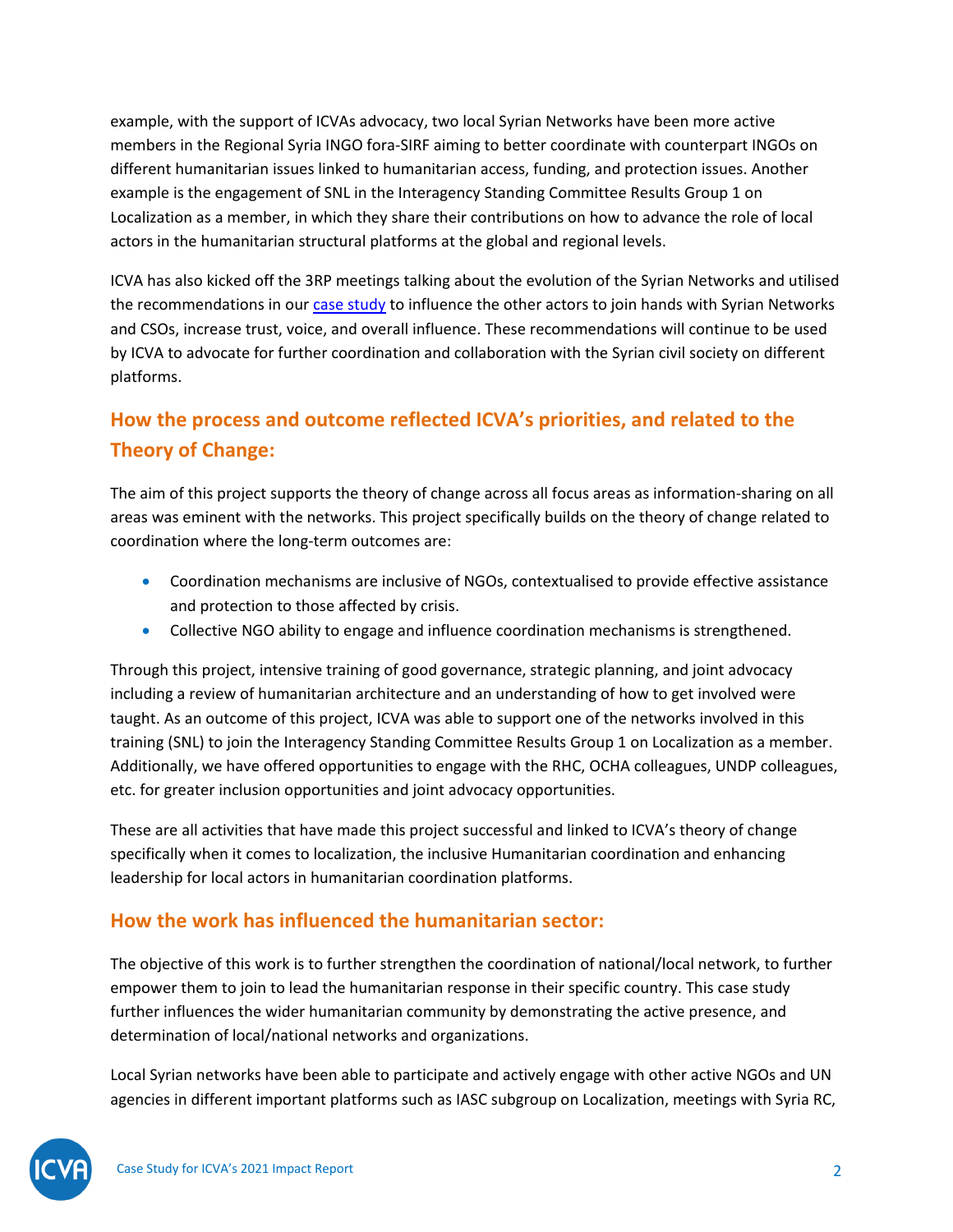example, with the support of ICVAs advocacy, two local Syrian Networks have been more active members in the Regional Syria INGO fora-SIRF aiming to better coordinate with counterpart INGOs on different humanitarian issues linked to humanitarian access, funding, and protection issues. Another example is the engagement of SNL in the Interagency Standing Committee Results Group 1 on Localization as a member, in which they share their contributions on how to advance the role of local actors in the humanitarian structural platforms at the global and regional levels.

ICVA has also kicked off the 3RP meetings talking about the evolution of the Syrian Networks and utilised the recommendations in our [case study](#) to influence the other actors to join hands with Syrian Networks and CSOs, increase trust, voice, and overall influence. These recommendations will continue to be used by ICVA to advocate for further coordination and collaboration with the Syrian civil society on different platforms.

## How the process and outcome reflected ICVA's priorities, and related to the Theory of Change:

The aim of this project supports the theory of change across all focus areas as information-sharing on all areas was eminent with the networks. This project specifically builds on the theory of change related to coordination where the long-term outcomes are:

- Coordination mechanisms are inclusive of NGOs, contextualised to provide effective assistance and protection to those affected by crisis.
- Collective NGO ability to engage and influence coordination mechanisms is strengthened.

Through this project, intensive training of good governance, strategic planning, and joint advocacy including a review of humanitarian architecture and an understanding of how to get involved were taught. As an outcome of this project, ICVA was able to support one of the networks involved in this training (SNL) to join the Interagency Standing Committee Results Group 1 on Localization as a member. Additionally, we have offered opportunities to engage with the RHC, OCHA colleagues, UNDP colleagues, etc. for greater inclusion opportunities and joint advocacy opportunities.

These are all activities that have made this project successful and linked to ICVA's theory of change specifically when it comes to localization, the inclusive Humanitarian coordination and enhancing leadership for local actors in humanitarian coordination platforms.

## How the work has influenced the humanitarian sector:

The objective of this work is to further strengthen the coordination of national/local network, to further empower them to join to lead the humanitarian response in their specific country. This case study further influences the wider humanitarian community by demonstrating the active presence, and determination of local/national networks and organizations.

Local Syrian networks have been able to participate and actively engage with other active NGOs and UN agencies in different important platforms such as IASC subgroup on Localization, meetings with Syria RC,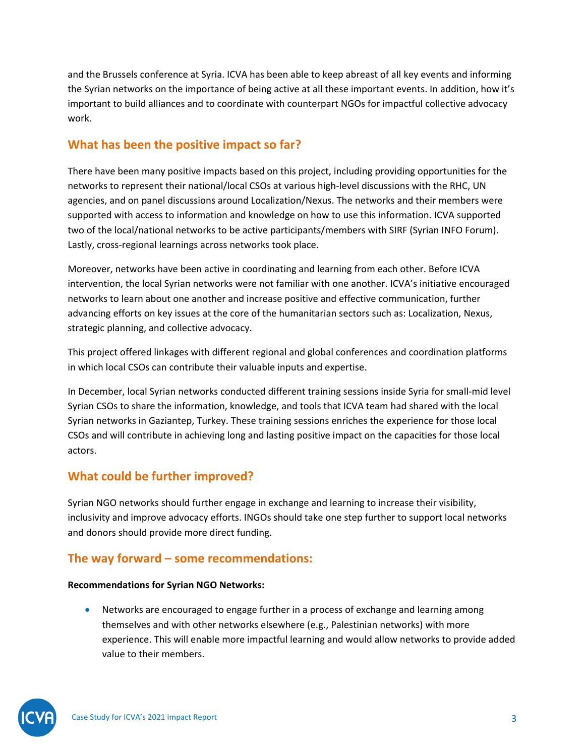and the Brussels conference at Syria. ICVA has been able to keep abreast of all key events and informing the Syrian networks on the importance of being active at all these important events. In addition, how it's important to build alliances and to coordinate with counterpart NGOs for impactful collective advocacy work.

## What has been the positive impact so far?

There have been many positive impacts based on this project, including providing opportunities for the networks to represent their national/local CSOs at various high-level discussions with the RHC, UN agencies, and on panel discussions around Localization/Nexus. The networks and their members were supported with access to information and knowledge on how to use this information. ICVA supported two of the local/national networks to be active participants/members with SIRF (Syrian INFO Forum). Lastly, cross-regional learnings across networks took place.

Moreover, networks have been active in coordinating and learning from each other. Before ICVA intervention, the local Syrian networks were not familiar with one another. ICVA's initiative encouraged networks to learn about one another and increase positive and effective communication, further advancing efforts on key issues at the core of the humanitarian sectors such as: Localization, Nexus, strategic planning, and collective advocacy.

This project offered linkages with different regional and global conferences and coordination platforms in which local CSOs can contribute their valuable inputs and expertise.

In December, local Syrian networks conducted different training sessions inside Syria for small-mid level Syrian CSOs to share the information, knowledge, and tools that ICVA team had shared with the local Syrian networks in Gaziantep, Turkey. These training sessions enriches the experience for those local CSOs and will contribute in achieving long and lasting positive impact on the capacities for those local actors.

## What could be further improved?

Syrian NGO networks should further engage in exchange and learning to increase their visibility, inclusivity and improve advocacy efforts. INGOs should take one step further to support local networks and donors should provide more direct funding.

## The way forward – some recommendations:

**Recommendations for Syrian NGO Networks:**

- Networks are encouraged to engage further in a process of exchange and learning among themselves and with other networks elsewhere (e.g., Palestinian networks) with more experience. This will enable more impactful learning and would allow networks to provide added value to their members.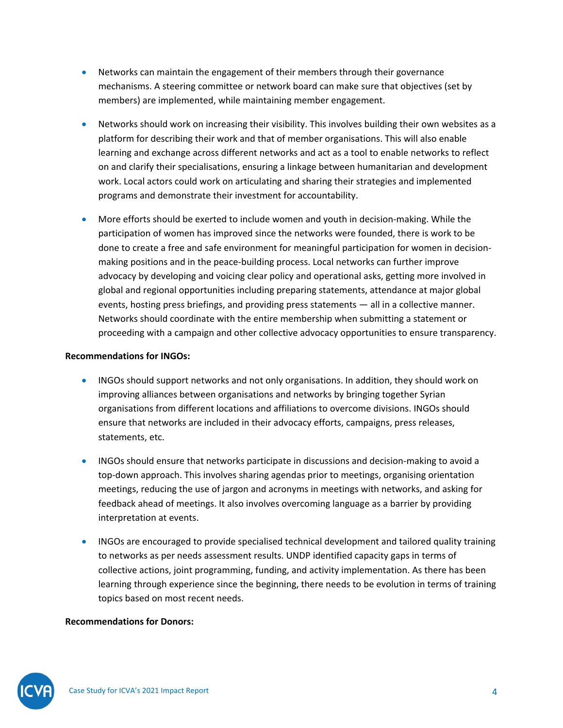- Networks can maintain the engagement of their members through their governance mechanisms. A steering committee or network board can make sure that objectives (set by members) are implemented, while maintaining member engagement.
- Networks should work on increasing their visibility. This involves building their own websites as a platform for describing their work and that of member organisations. This will also enable learning and exchange across different networks and act as a tool to enable networks to reflect on and clarify their specialisations, ensuring a linkage between humanitarian and development work. Local actors could work on articulating and sharing their strategies and implemented programs and demonstrate their investment for accountability.
- More efforts should be exerted to include women and youth in decision-making. While the participation of women has improved since the networks were founded, there is work to be done to create a free and safe environment for meaningful participation for women in decision-making positions and in the peace-building process. Local networks can further improve advocacy by developing and voicing clear policy and operational asks, getting more involved in global and regional opportunities including preparing statements, attendance at major global events, hosting press briefings, and providing press statements — all in a collective manner. Networks should coordinate with the entire membership when submitting a statement or proceeding with a campaign and other collective advocacy opportunities to ensure transparency.

**Recommendations for INGOs:**

- INGOs should support networks and not only organisations. In addition, they should work on improving alliances between organisations and networks by bringing together Syrian organisations from different locations and affiliations to overcome divisions. INGOs should ensure that networks are included in their advocacy efforts, campaigns, press releases, statements, etc.
- INGOs should ensure that networks participate in discussions and decision-making to avoid a top-down approach. This involves sharing agendas prior to meetings, organising orientation meetings, reducing the use of jargon and acronyms in meetings with networks, and asking for feedback ahead of meetings. It also involves overcoming language as a barrier by providing interpretation at events.
- INGOs are encouraged to provide specialised technical development and tailored quality training to networks as per needs assessment results. UNDP identified capacity gaps in terms of collective actions, joint programming, funding, and activity implementation. As there has been learning through experience since the beginning, there needs to be evolution in terms of training topics based on most recent needs.

**Recommendations for Donors:**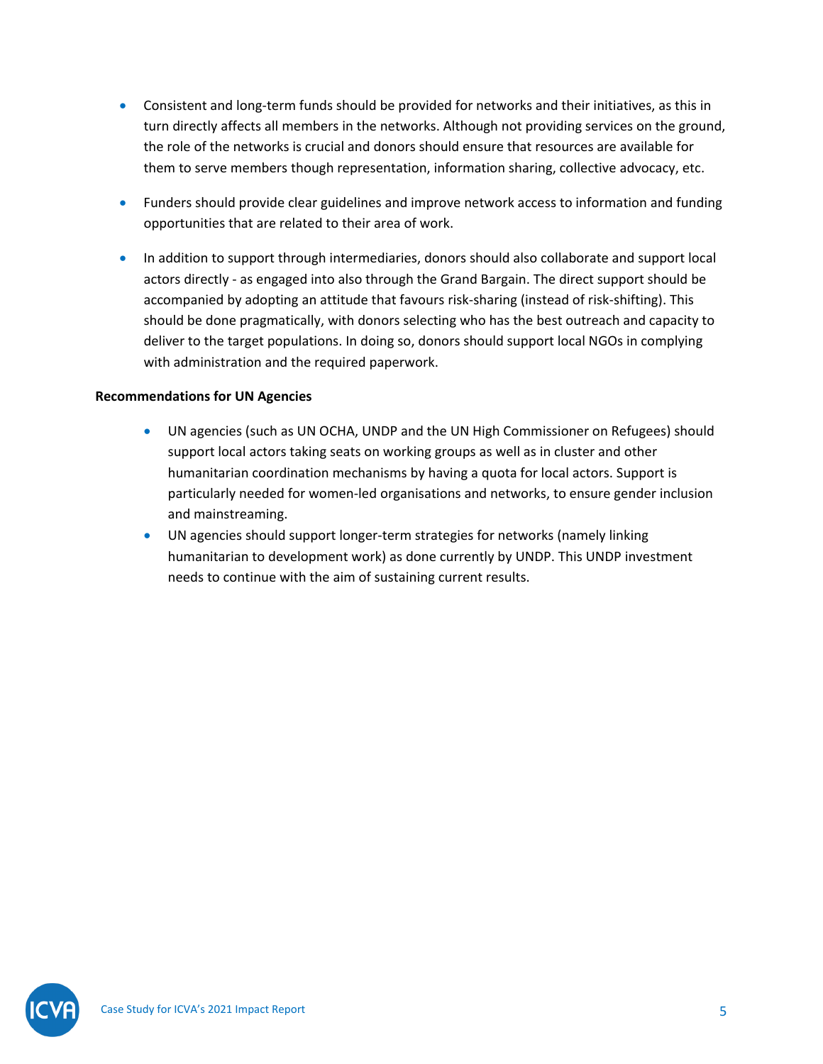- Consistent and long-term funds should be provided for networks and their initiatives, as this in turn directly affects all members in the networks. Although not providing services on the ground, the role of the networks is crucial and donors should ensure that resources are available for them to serve members though representation, information sharing, collective advocacy, etc.

- Funders should provide clear guidelines and improve network access to information and funding opportunities that are related to their area of work.

- In addition to support through intermediaries, donors should also collaborate and support local actors directly - as engaged into also through the Grand Bargain. The direct support should be accompanied by adopting an attitude that favours risk-sharing (instead of risk-shifting). This should be done pragmatically, with donors selecting who has the best outreach and capacity to deliver to the target populations. In doing so, donors should support local NGOs in complying with administration and the required paperwork.

**Recommendations for UN Agencies**

- UN agencies (such as UN OCHA, UNDP and the UN High Commissioner on Refugees) should support local actors taking seats on working groups as well as in cluster and other humanitarian coordination mechanisms by having a quota for local actors. Support is particularly needed for women-led organisations and networks, to ensure gender inclusion and mainstreaming.
- UN agencies should support longer-term strategies for networks (namely linking humanitarian to development work) as done currently by UNDP. This UNDP investment needs to continue with the aim of sustaining current results.